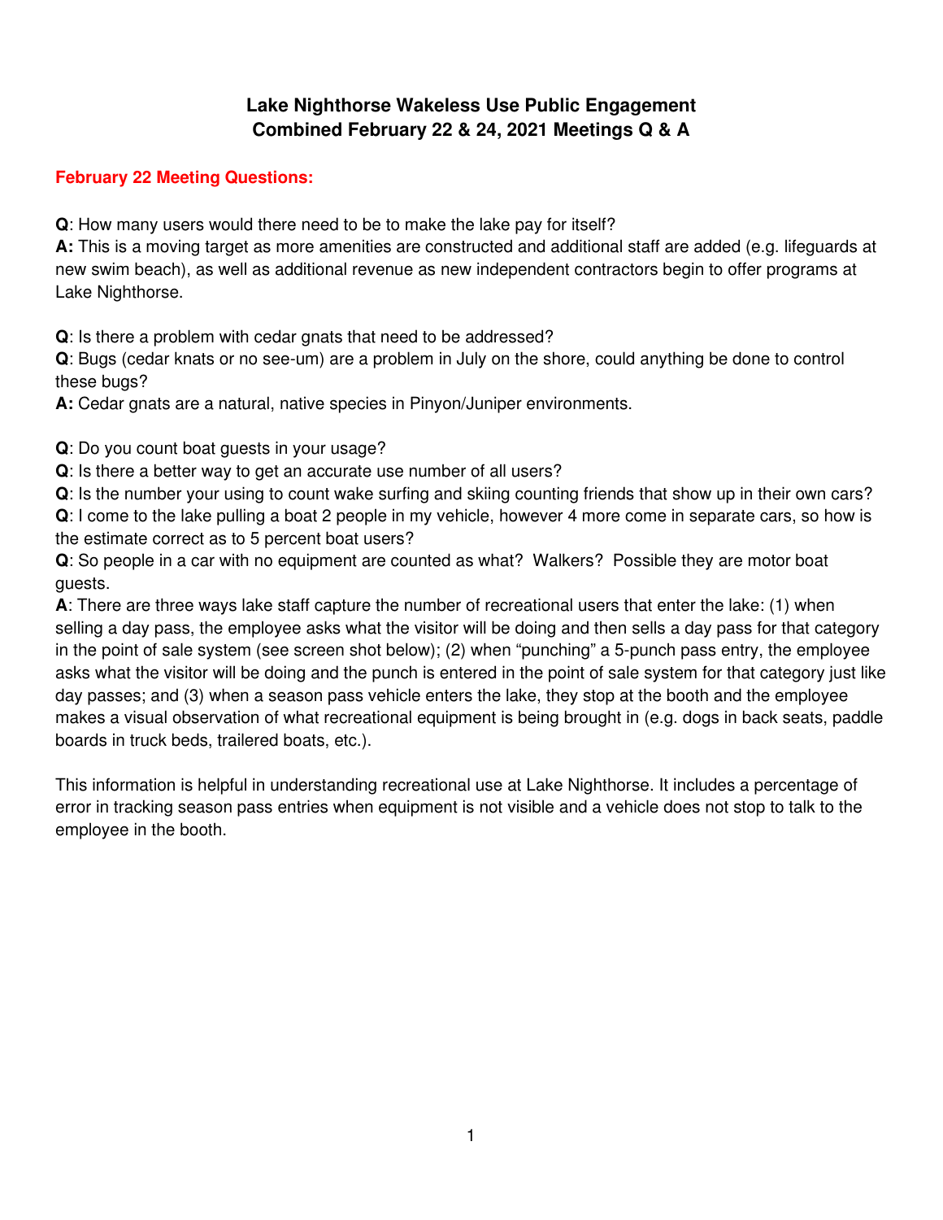# Lake Nighthorse Wakeless Use Public Engagement
# Combined February 22 & 24, 2021 Meetings Q & A

## February 22 Meeting Questions:

**Q**: How many users would there need to be to make the lake pay for itself?
**A:** This is a moving target as more amenities are constructed and additional staff are added (e.g. lifeguards at new swim beach), as well as additional revenue as new independent contractors begin to offer programs at Lake Nighthorse.

**Q**: Is there a problem with cedar gnats that need to be addressed?
**Q**: Bugs (cedar knats or no see-um) are a problem in July on the shore, could anything be done to control these bugs?
**A:** Cedar gnats are a natural, native species in Pinyon/Juniper environments.

**Q**: Do you count boat guests in your usage?
**Q**: Is there a better way to get an accurate use number of all users?
**Q**: Is the number your using to count wake surfing and skiing counting friends that show up in their own cars?
**Q**: I come to the lake pulling a boat 2 people in my vehicle, however 4 more come in separate cars, so how is the estimate correct as to 5 percent boat users?
**Q**: So people in a car with no equipment are counted as what? Walkers? Possible they are motor boat guests.
**A**: There are three ways lake staff capture the number of recreational users that enter the lake: (1) when selling a day pass, the employee asks what the visitor will be doing and then sells a day pass for that category in the point of sale system (see screen shot below); (2) when "punching" a 5-punch pass entry, the employee asks what the visitor will be doing and the punch is entered in the point of sale system for that category just like day passes; and (3) when a season pass vehicle enters the lake, they stop at the booth and the employee makes a visual observation of what recreational equipment is being brought in (e.g. dogs in back seats, paddle boards in truck beds, trailered boats, etc.).

This information is helpful in understanding recreational use at Lake Nighthorse. It includes a percentage of error in tracking season pass entries when equipment is not visible and a vehicle does not stop to talk to the employee in the booth.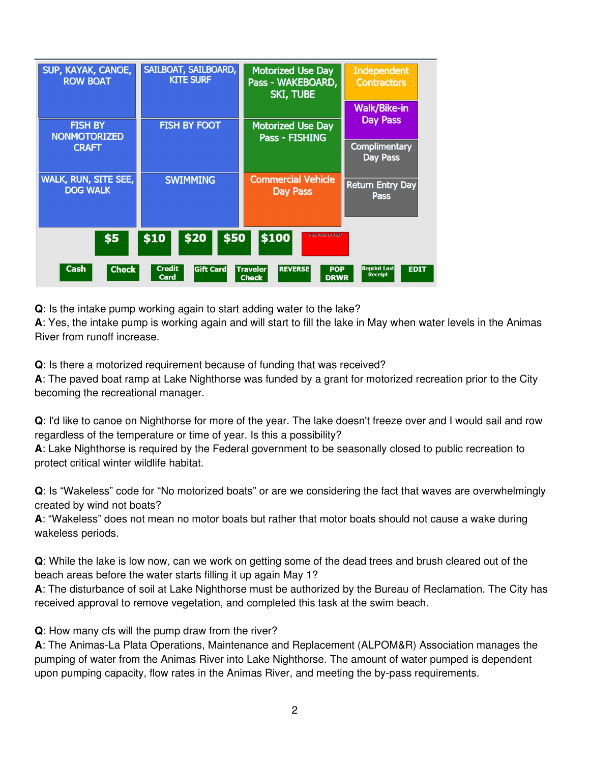| | | | |
|---|---|---|---|
| SUP, KAYAK, CANOE, ROW BOAT | SAILBOAT, SAILBOARD, KITE SURF | Motorized Use Day Pass - WAKEBOARD, SKI, TUBE | Independent Contractors |
| | | | Walk/Bike-in Day Pass |
| FISH BY NONMOTORIZED CRAFT | FISH BY FOOT | Motorized Use Day Pass - FISHING | Complimentary Day Pass |
| WALK, RUN, SITE SEE, DOG WALK | SWIMMING | Commercial Vehicle Day Pass | Return Entry Day Pass |

$5 | $10 | $20 | $50 | $100 | POS Print ON/OFF

Cash | Check | Credit Card | Gift Card | Traveler Check | REVERSE | POP DRWR | Reprint Last Receipt | EDIT

**Q**: Is the intake pump working again to start adding water to the lake?
**A**: Yes, the intake pump is working again and will start to fill the lake in May when water levels in the Animas River from runoff increase.

**Q**: Is there a motorized requirement because of funding that was received?
**A**: The paved boat ramp at Lake Nighthorse was funded by a grant for motorized recreation prior to the City becoming the recreational manager.

**Q**: I'd like to canoe on Nighthorse for more of the year. The lake doesn't freeze over and I would sail and row regardless of the temperature or time of year. Is this a possibility?
**A**: Lake Nighthorse is required by the Federal government to be seasonally closed to public recreation to protect critical winter wildlife habitat.

**Q**: Is "Wakeless" code for "No motorized boats" or are we considering the fact that waves are overwhelmingly created by wind not boats?
**A**: "Wakeless" does not mean no motor boats but rather that motor boats should not cause a wake during wakeless periods.

**Q**: While the lake is low now, can we work on getting some of the dead trees and brush cleared out of the beach areas before the water starts filling it up again May 1?
**A**: The disturbance of soil at Lake Nighthorse must be authorized by the Bureau of Reclamation. The City has received approval to remove vegetation, and completed this task at the swim beach.

**Q**: How many cfs will the pump draw from the river?
**A**: The Animas-La Plata Operations, Maintenance and Replacement (ALPOM&R) Association manages the pumping of water from the Animas River into Lake Nighthorse. The amount of water pumped is dependent upon pumping capacity, flow rates in the Animas River, and meeting the by-pass requirements.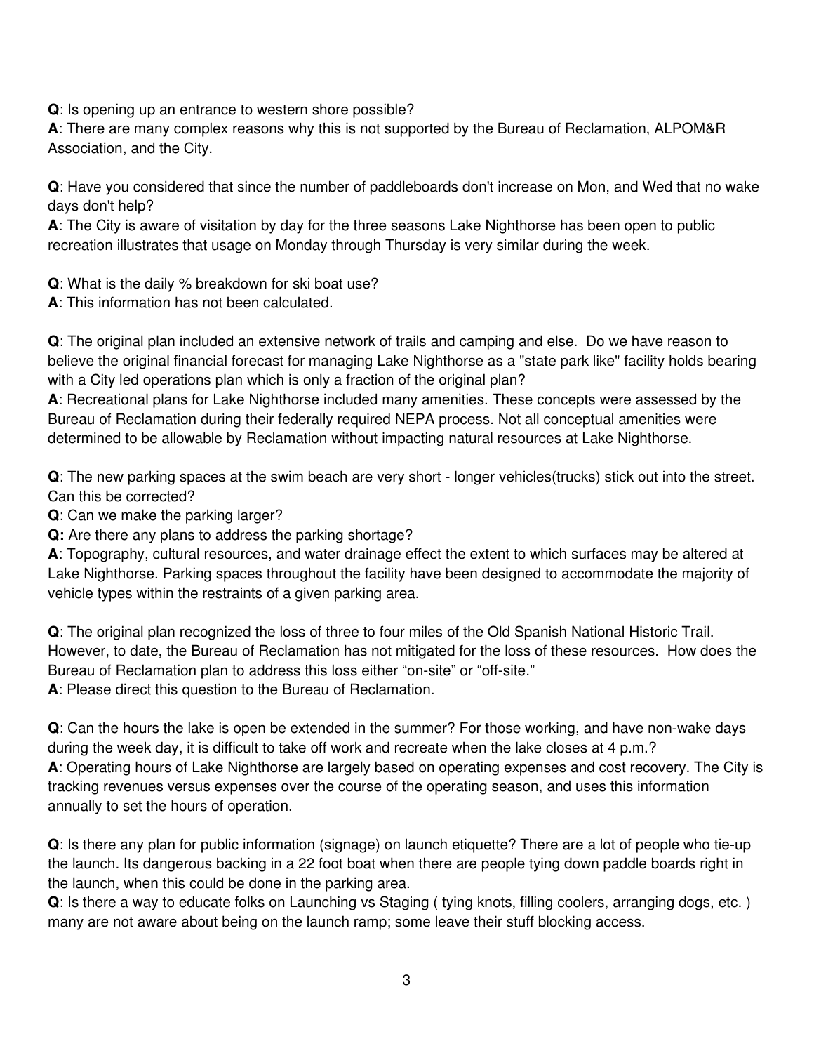**Q**: Is opening up an entrance to western shore possible?
**A**: There are many complex reasons why this is not supported by the Bureau of Reclamation, ALPOM&R Association, and the City.

**Q**: Have you considered that since the number of paddleboards don't increase on Mon, and Wed that no wake days don't help?
**A**: The City is aware of visitation by day for the three seasons Lake Nighthorse has been open to public recreation illustrates that usage on Monday through Thursday is very similar during the week.

**Q**: What is the daily % breakdown for ski boat use?
**A**: This information has not been calculated.

**Q**: The original plan included an extensive network of trails and camping and else. Do we have reason to believe the original financial forecast for managing Lake Nighthorse as a "state park like" facility holds bearing with a City led operations plan which is only a fraction of the original plan?
**A**: Recreational plans for Lake Nighthorse included many amenities. These concepts were assessed by the Bureau of Reclamation during their federally required NEPA process. Not all conceptual amenities were determined to be allowable by Reclamation without impacting natural resources at Lake Nighthorse.

**Q**: The new parking spaces at the swim beach are very short - longer vehicles(trucks) stick out into the street. Can this be corrected?
**Q**: Can we make the parking larger?
**Q:** Are there any plans to address the parking shortage?
**A**: Topography, cultural resources, and water drainage effect the extent to which surfaces may be altered at Lake Nighthorse. Parking spaces throughout the facility have been designed to accommodate the majority of vehicle types within the restraints of a given parking area.

**Q**: The original plan recognized the loss of three to four miles of the Old Spanish National Historic Trail. However, to date, the Bureau of Reclamation has not mitigated for the loss of these resources. How does the Bureau of Reclamation plan to address this loss either "on-site" or "off-site."
**A**: Please direct this question to the Bureau of Reclamation.

**Q**: Can the hours the lake is open be extended in the summer? For those working, and have non-wake days during the week day, it is difficult to take off work and recreate when the lake closes at 4 p.m.?
**A**: Operating hours of Lake Nighthorse are largely based on operating expenses and cost recovery. The City is tracking revenues versus expenses over the course of the operating season, and uses this information annually to set the hours of operation.

**Q**: Is there any plan for public information (signage) on launch etiquette? There are a lot of people who tie-up the launch. Its dangerous backing in a 22 foot boat when there are people tying down paddle boards right in the launch, when this could be done in the parking area.
**Q**: Is there a way to educate folks on Launching vs Staging ( tying knots, filling coolers, arranging dogs, etc. ) many are not aware about being on the launch ramp; some leave their stuff blocking access.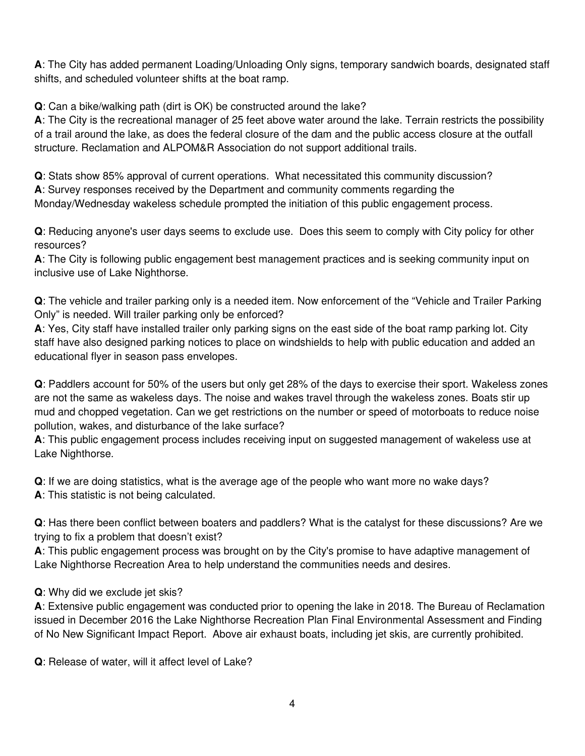**A**: The City has added permanent Loading/Unloading Only signs, temporary sandwich boards, designated staff shifts, and scheduled volunteer shifts at the boat ramp.

**Q**: Can a bike/walking path (dirt is OK) be constructed around the lake?
**A**: The City is the recreational manager of 25 feet above water around the lake. Terrain restricts the possibility of a trail around the lake, as does the federal closure of the dam and the public access closure at the outfall structure. Reclamation and ALPOM&R Association do not support additional trails.

**Q**: Stats show 85% approval of current operations. What necessitated this community discussion?
**A**: Survey responses received by the Department and community comments regarding the Monday/Wednesday wakeless schedule prompted the initiation of this public engagement process.

**Q**: Reducing anyone's user days seems to exclude use. Does this seem to comply with City policy for other resources?
**A**: The City is following public engagement best management practices and is seeking community input on inclusive use of Lake Nighthorse.

**Q**: The vehicle and trailer parking only is a needed item. Now enforcement of the "Vehicle and Trailer Parking Only" is needed. Will trailer parking only be enforced?
**A**: Yes, City staff have installed trailer only parking signs on the east side of the boat ramp parking lot. City staff have also designed parking notices to place on windshields to help with public education and added an educational flyer in season pass envelopes.

**Q**: Paddlers account for 50% of the users but only get 28% of the days to exercise their sport. Wakeless zones are not the same as wakeless days. The noise and wakes travel through the wakeless zones. Boats stir up mud and chopped vegetation. Can we get restrictions on the number or speed of motorboats to reduce noise pollution, wakes, and disturbance of the lake surface?
**A**: This public engagement process includes receiving input on suggested management of wakeless use at Lake Nighthorse.

**Q**: If we are doing statistics, what is the average age of the people who want more no wake days?
**A**: This statistic is not being calculated.

**Q**: Has there been conflict between boaters and paddlers? What is the catalyst for these discussions? Are we trying to fix a problem that doesn't exist?
**A**: This public engagement process was brought on by the City's promise to have adaptive management of Lake Nighthorse Recreation Area to help understand the communities needs and desires.

**Q**: Why did we exclude jet skis?
**A**: Extensive public engagement was conducted prior to opening the lake in 2018. The Bureau of Reclamation issued in December 2016 the Lake Nighthorse Recreation Plan Final Environmental Assessment and Finding of No New Significant Impact Report. Above air exhaust boats, including jet skis, are currently prohibited.

**Q**: Release of water, will it affect level of Lake?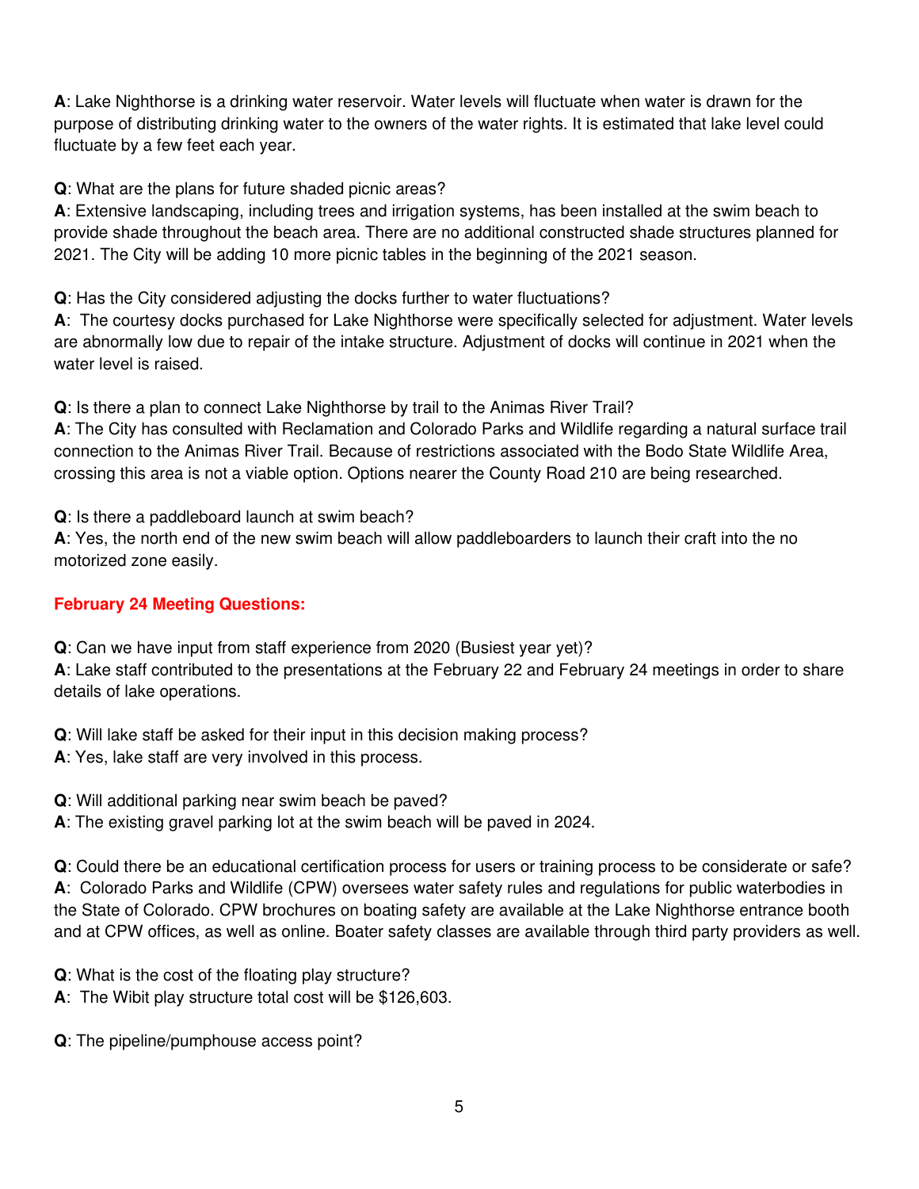**A**: Lake Nighthorse is a drinking water reservoir. Water levels will fluctuate when water is drawn for the purpose of distributing drinking water to the owners of the water rights. It is estimated that lake level could fluctuate by a few feet each year.

**Q**: What are the plans for future shaded picnic areas?
**A**: Extensive landscaping, including trees and irrigation systems, has been installed at the swim beach to provide shade throughout the beach area. There are no additional constructed shade structures planned for 2021. The City will be adding 10 more picnic tables in the beginning of the 2021 season.

**Q**: Has the City considered adjusting the docks further to water fluctuations?
**A**: The courtesy docks purchased for Lake Nighthorse were specifically selected for adjustment. Water levels are abnormally low due to repair of the intake structure. Adjustment of docks will continue in 2021 when the water level is raised.

**Q**: Is there a plan to connect Lake Nighthorse by trail to the Animas River Trail?
**A**: The City has consulted with Reclamation and Colorado Parks and Wildlife regarding a natural surface trail connection to the Animas River Trail. Because of restrictions associated with the Bodo State Wildlife Area, crossing this area is not a viable option. Options nearer the County Road 210 are being researched.

**Q**: Is there a paddleboard launch at swim beach?
**A**: Yes, the north end of the new swim beach will allow paddleboarders to launch their craft into the no motorized zone easily.

## February 24 Meeting Questions:

**Q**: Can we have input from staff experience from 2020 (Busiest year yet)?
**A**: Lake staff contributed to the presentations at the February 22 and February 24 meetings in order to share details of lake operations.

**Q**: Will lake staff be asked for their input in this decision making process?
**A**: Yes, lake staff are very involved in this process.

**Q**: Will additional parking near swim beach be paved?
**A**: The existing gravel parking lot at the swim beach will be paved in 2024.

**Q**: Could there be an educational certification process for users or training process to be considerate or safe?
**A**: Colorado Parks and Wildlife (CPW) oversees water safety rules and regulations for public waterbodies in the State of Colorado. CPW brochures on boating safety are available at the Lake Nighthorse entrance booth and at CPW offices, as well as online. Boater safety classes are available through third party providers as well.

**Q**: What is the cost of the floating play structure?
**A**: The Wibit play structure total cost will be $126,603.

**Q**: The pipeline/pumphouse access point?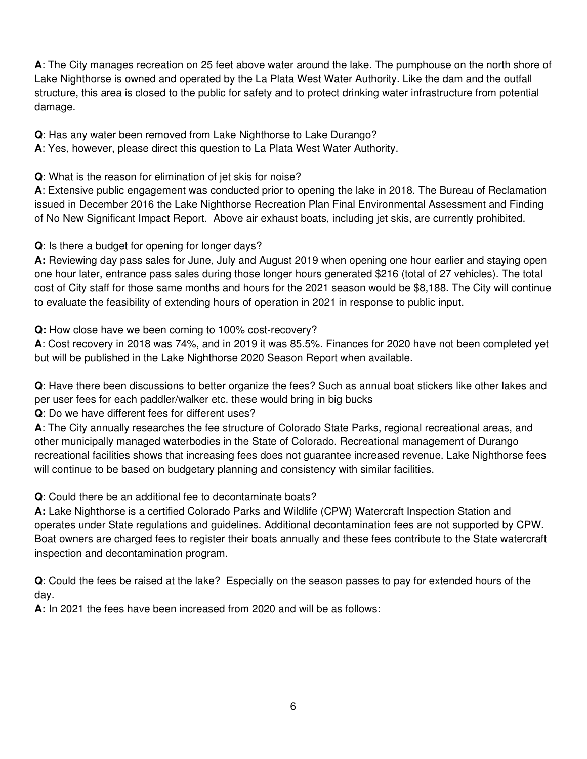**A**: The City manages recreation on 25 feet above water around the lake. The pumphouse on the north shore of Lake Nighthorse is owned and operated by the La Plata West Water Authority. Like the dam and the outfall structure, this area is closed to the public for safety and to protect drinking water infrastructure from potential damage.

**Q**: Has any water been removed from Lake Nighthorse to Lake Durango?
**A**: Yes, however, please direct this question to La Plata West Water Authority.

**Q**: What is the reason for elimination of jet skis for noise?
**A**: Extensive public engagement was conducted prior to opening the lake in 2018. The Bureau of Reclamation issued in December 2016 the Lake Nighthorse Recreation Plan Final Environmental Assessment and Finding of No New Significant Impact Report. Above air exhaust boats, including jet skis, are currently prohibited.

**Q**: Is there a budget for opening for longer days?
**A:** Reviewing day pass sales for June, July and August 2019 when opening one hour earlier and staying open one hour later, entrance pass sales during those longer hours generated $216 (total of 27 vehicles). The total cost of City staff for those same months and hours for the 2021 season would be $8,188. The City will continue to evaluate the feasibility of extending hours of operation in 2021 in response to public input.

**Q:** How close have we been coming to 100% cost-recovery?
**A**: Cost recovery in 2018 was 74%, and in 2019 it was 85.5%. Finances for 2020 have not been completed yet but will be published in the Lake Nighthorse 2020 Season Report when available.

**Q**: Have there been discussions to better organize the fees? Such as annual boat stickers like other lakes and per user fees for each paddler/walker etc. these would bring in big bucks
**Q**: Do we have different fees for different uses?
**A**: The City annually researches the fee structure of Colorado State Parks, regional recreational areas, and other municipally managed waterbodies in the State of Colorado. Recreational management of Durango recreational facilities shows that increasing fees does not guarantee increased revenue. Lake Nighthorse fees will continue to be based on budgetary planning and consistency with similar facilities.

**Q**: Could there be an additional fee to decontaminate boats?
**A:** Lake Nighthorse is a certified Colorado Parks and Wildlife (CPW) Watercraft Inspection Station and operates under State regulations and guidelines. Additional decontamination fees are not supported by CPW. Boat owners are charged fees to register their boats annually and these fees contribute to the State watercraft inspection and decontamination program.

**Q**: Could the fees be raised at the lake? Especially on the season passes to pay for extended hours of the day.
**A:** In 2021 the fees have been increased from 2020 and will be as follows: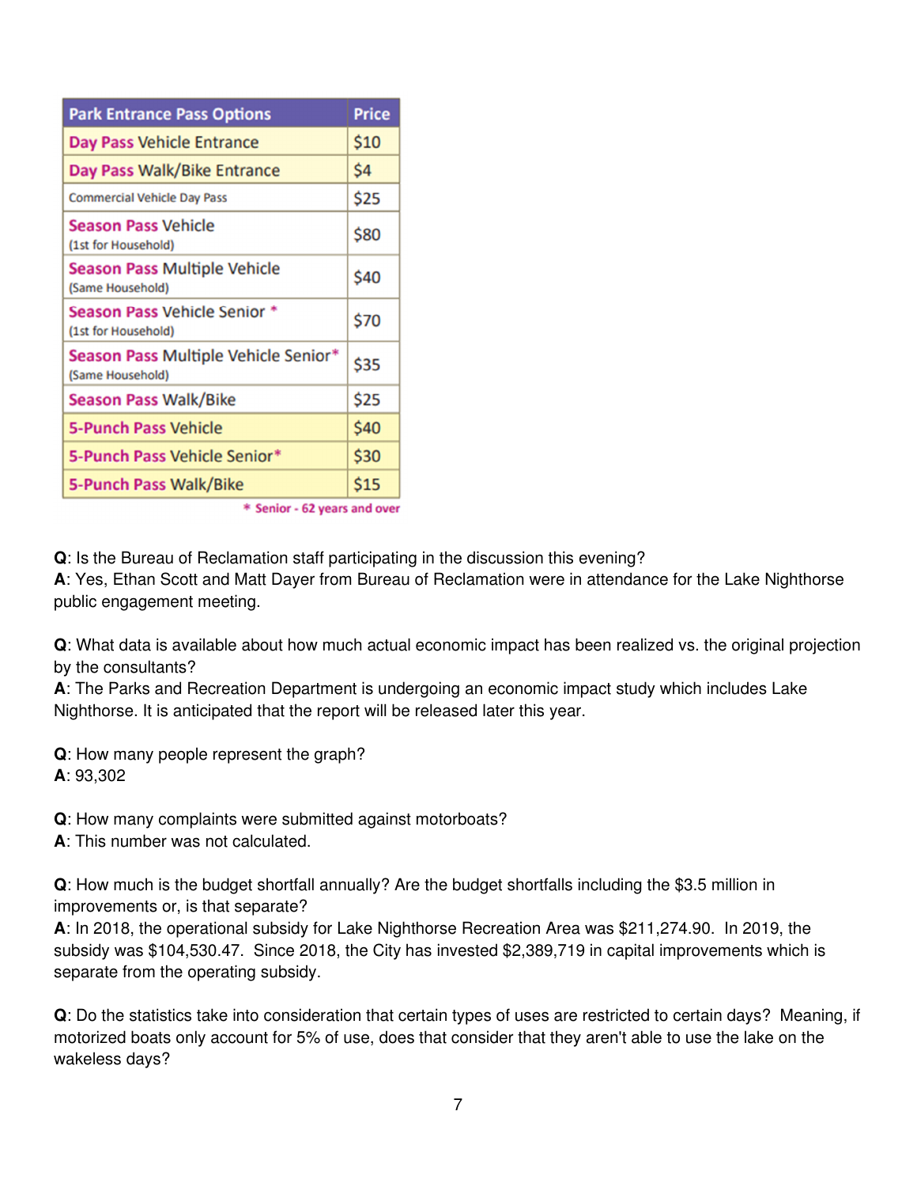| Park Entrance Pass Options | Price |
|---|---|
| Day Pass Vehicle Entrance | $10 |
| Day Pass Walk/Bike Entrance | $4 |
| Commercial Vehicle Day Pass | $25 |
| Season Pass Vehicle (1st for Household) | $80 |
| Season Pass Multiple Vehicle (Same Household) | $40 |
| Season Pass Vehicle Senior * (1st for Household) | $70 |
| Season Pass Multiple Vehicle Senior* (Same Household) | $35 |
| Season Pass Walk/Bike | $25 |
| 5-Punch Pass Vehicle | $40 |
| 5-Punch Pass Vehicle Senior* | $30 |
| 5-Punch Pass Walk/Bike | $15 |

\* Senior - 62 years and over

**Q**: Is the Bureau of Reclamation staff participating in the discussion this evening?
**A**: Yes, Ethan Scott and Matt Dayer from Bureau of Reclamation were in attendance for the Lake Nighthorse public engagement meeting.

**Q**: What data is available about how much actual economic impact has been realized vs. the original projection by the consultants?
**A**: The Parks and Recreation Department is undergoing an economic impact study which includes Lake Nighthorse. It is anticipated that the report will be released later this year.

**Q**: How many people represent the graph?
**A**: 93,302

**Q**: How many complaints were submitted against motorboats?
**A**: This number was not calculated.

**Q**: How much is the budget shortfall annually? Are the budget shortfalls including the $3.5 million in improvements or, is that separate?
**A**: In 2018, the operational subsidy for Lake Nighthorse Recreation Area was $211,274.90. In 2019, the subsidy was $104,530.47. Since 2018, the City has invested $2,389,719 in capital improvements which is separate from the operating subsidy.

**Q**: Do the statistics take into consideration that certain types of uses are restricted to certain days? Meaning, if motorized boats only account for 5% of use, does that consider that they aren't able to use the lake on the wakeless days?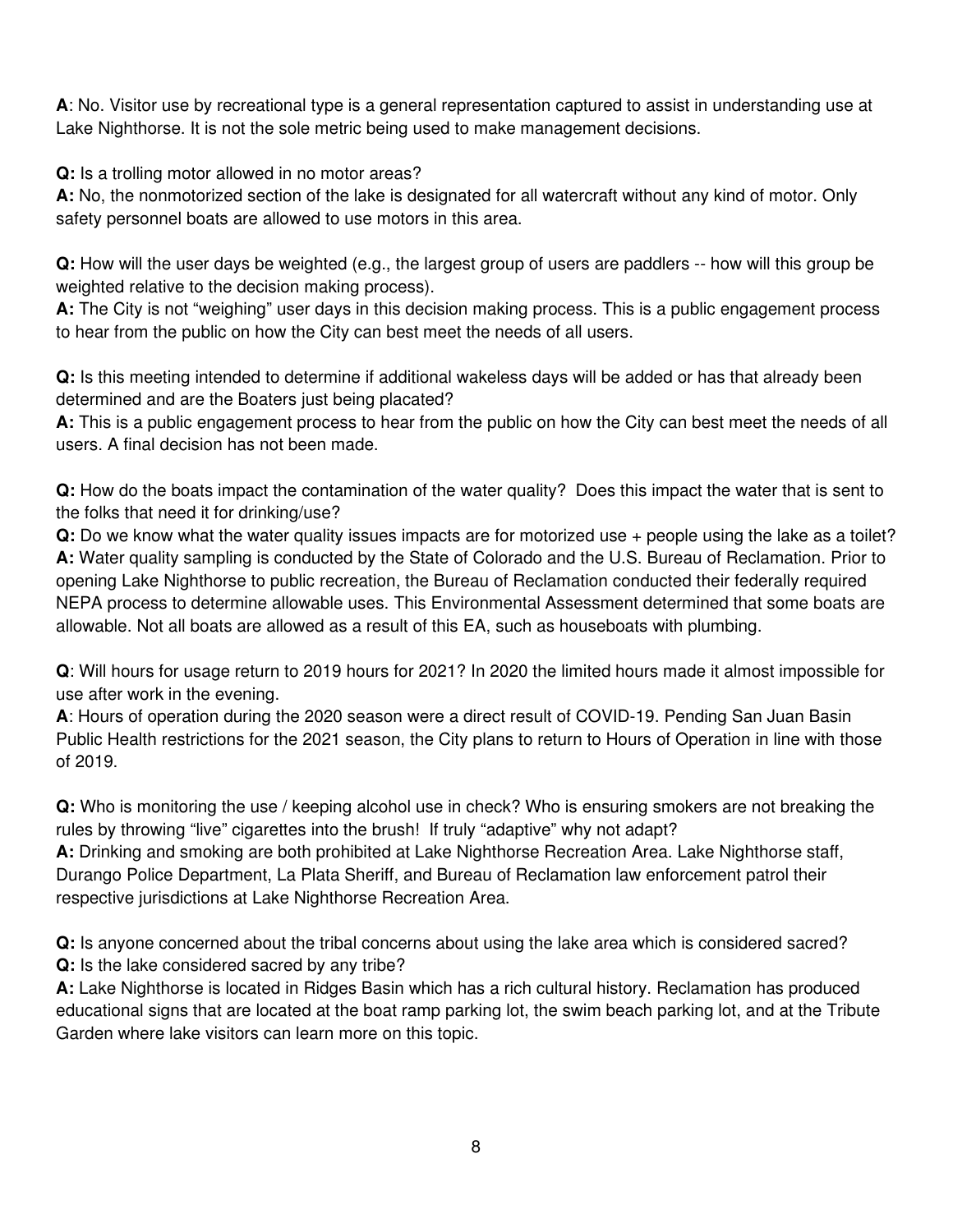**A**: No. Visitor use by recreational type is a general representation captured to assist in understanding use at Lake Nighthorse. It is not the sole metric being used to make management decisions.

**Q:** Is a trolling motor allowed in no motor areas?
**A:** No, the nonmotorized section of the lake is designated for all watercraft without any kind of motor. Only safety personnel boats are allowed to use motors in this area.

**Q:** How will the user days be weighted (e.g., the largest group of users are paddlers -- how will this group be weighted relative to the decision making process).
**A:** The City is not "weighing" user days in this decision making process. This is a public engagement process to hear from the public on how the City can best meet the needs of all users.

**Q:** Is this meeting intended to determine if additional wakeless days will be added or has that already been determined and are the Boaters just being placated?
**A:** This is a public engagement process to hear from the public on how the City can best meet the needs of all users. A final decision has not been made.

**Q:** How do the boats impact the contamination of the water quality? Does this impact the water that is sent to the folks that need it for drinking/use?
**Q:** Do we know what the water quality issues impacts are for motorized use + people using the lake as a toilet?
**A:** Water quality sampling is conducted by the State of Colorado and the U.S. Bureau of Reclamation. Prior to opening Lake Nighthorse to public recreation, the Bureau of Reclamation conducted their federally required NEPA process to determine allowable uses. This Environmental Assessment determined that some boats are allowable. Not all boats are allowed as a result of this EA, such as houseboats with plumbing.

**Q**: Will hours for usage return to 2019 hours for 2021? In 2020 the limited hours made it almost impossible for use after work in the evening.
**A**: Hours of operation during the 2020 season were a direct result of COVID-19. Pending San Juan Basin Public Health restrictions for the 2021 season, the City plans to return to Hours of Operation in line with those of 2019.

**Q:** Who is monitoring the use / keeping alcohol use in check? Who is ensuring smokers are not breaking the rules by throwing "live" cigarettes into the brush! If truly "adaptive" why not adapt?
**A:** Drinking and smoking are both prohibited at Lake Nighthorse Recreation Area. Lake Nighthorse staff, Durango Police Department, La Plata Sheriff, and Bureau of Reclamation law enforcement patrol their respective jurisdictions at Lake Nighthorse Recreation Area.

**Q:** Is anyone concerned about the tribal concerns about using the lake area which is considered sacred?
**Q:** Is the lake considered sacred by any tribe?
**A:** Lake Nighthorse is located in Ridges Basin which has a rich cultural history. Reclamation has produced educational signs that are located at the boat ramp parking lot, the swim beach parking lot, and at the Tribute Garden where lake visitors can learn more on this topic.